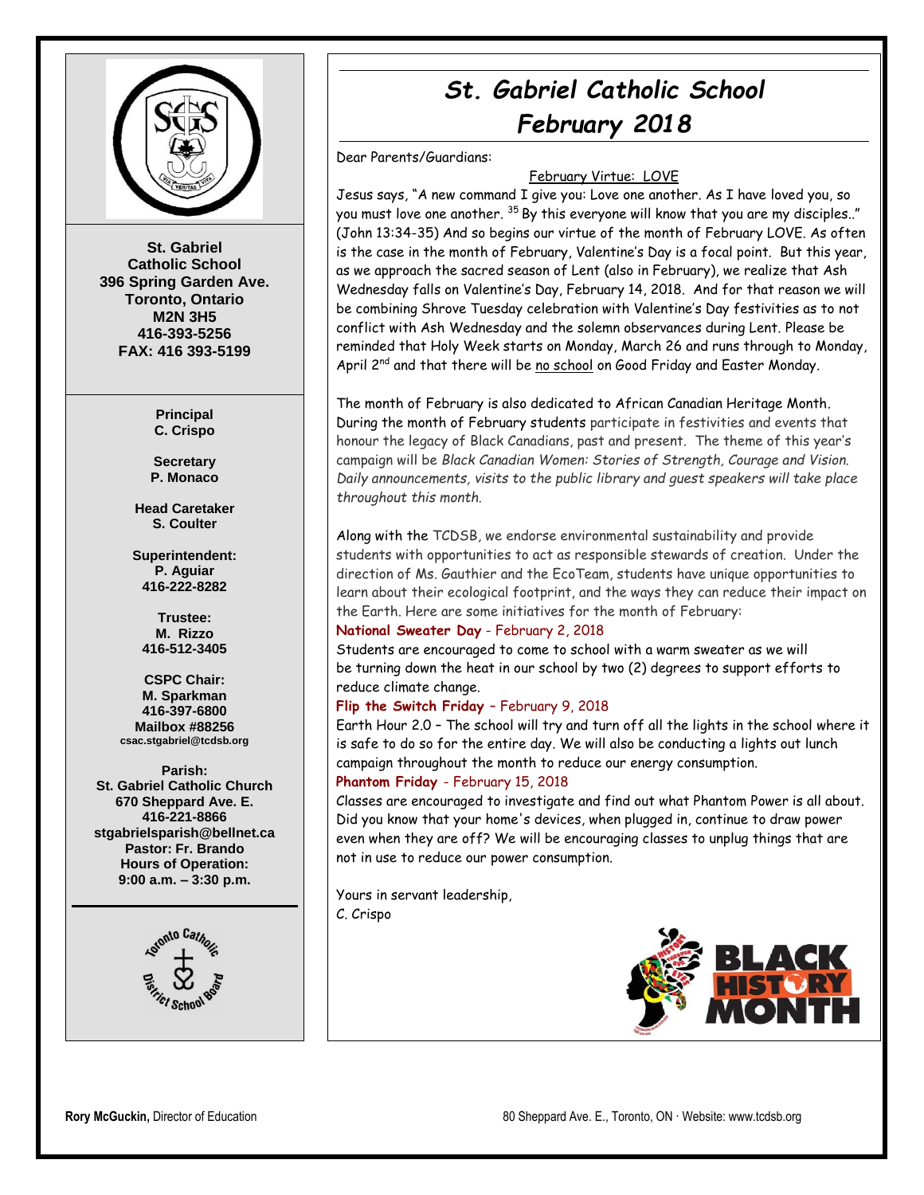St. Gabriel Catholic School
396 Spring Garden Ave.
Toronto, Ontario
M2N 3H5
416-393-5256
FAX: 416 393-5199

**Principal**
C. Crispo

**Secretary**
P. Monaco

**Head Caretaker**
S. Coulter

**Superintendent:**
P. Aguiar
416-222-8282

**Trustee:**
M. Rizzo
416-512-3405

**CSPC Chair:**
M. Sparkman
416-397-6800
Mailbox #88256
csac.stgabriel@tcdsb.org

**Parish:**
St. Gabriel Catholic Church
670 Sheppard Ave. E.
416-221-8866
stgabrielsparish@bellnet.ca
Pastor: Fr. Brando
Hours of Operation:
9:00 a.m. – 3:30 p.m.

# *St. Gabriel Catholic School*
# *February 2018*

Dear Parents/Guardians:

February Virtue: LOVE

Jesus says, "A new command I give you: Love one another. As I have loved you, so you must love one another. [35] By this everyone will know that you are my disciples.." (John 13:34-35) And so begins our virtue of the month of February LOVE. As often is the case in the month of February, Valentine's Day is a focal point. But this year, as we approach the sacred season of Lent (also in February), we realize that Ash Wednesday falls on Valentine's Day, February 14, 2018. And for that reason we will be combining Shrove Tuesday celebration with Valentine's Day festivities as to not conflict with Ash Wednesday and the solemn observances during Lent. Please be reminded that Holy Week starts on Monday, March 26 and runs through to Monday, April 2nd and that there will be no school on Good Friday and Easter Monday.

The month of February is also dedicated to African Canadian Heritage Month. During the month of February students participate in festivities and events that honour the legacy of Black Canadians, past and present. The theme of this year's campaign will be *Black Canadian Women: Stories of Strength, Courage and Vision. Daily announcements, visits to the public library and guest speakers will take place throughout this month.*

Along with the TCDSB, we endorse environmental sustainability and provide students with opportunities to act as responsible stewards of creation. Under the direction of Ms. Gauthier and the EcoTeam, students have unique opportunities to learn about their ecological footprint, and the ways they can reduce their impact on the Earth. Here are some initiatives for the month of February:

**National Sweater Day** - February 2, 2018
Students are encouraged to come to school with a warm sweater as we will be turning down the heat in our school by two (2) degrees to support efforts to reduce climate change.

**Flip the Switch Friday** – February 9, 2018
Earth Hour 2.0 – The school will try and turn off all the lights in the school where it is safe to do so for the entire day. We will also be conducting a lights out lunch campaign throughout the month to reduce our energy consumption.

**Phantom Friday** - February 15, 2018
Classes are encouraged to investigate and find out what Phantom Power is all about. Did you know that your home's devices, when plugged in, continue to draw power even when they are off? We will be encouraging classes to unplug things that are not in use to reduce our power consumption.

Yours in servant leadership,
C. Crispo

**Rory McGuckin,** Director of Education

80 Sheppard Ave. E., Toronto, ON · Website: www.tcdsb.org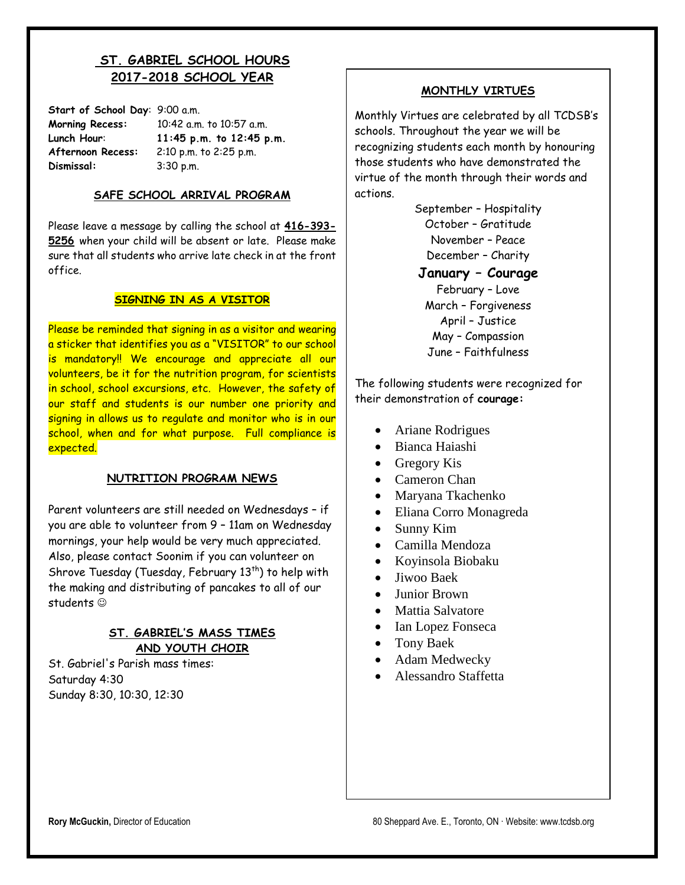## ST. GABRIEL SCHOOL HOURS 2017-2018 SCHOOL YEAR

| | |
|---|---|
| **Start of School Day**: | 9:00 a.m. |
| **Morning Recess:** | 10:42 a.m. to 10:57 a.m. |
| **Lunch Hour**: | **11:45 p.m. to 12:45 p.m.** |
| **Afternoon Recess:** | 2:10 p.m. to 2:25 p.m. |
| **Dismissal:** | 3:30 p.m. |

### SAFE SCHOOL ARRIVAL PROGRAM

Please leave a message by calling the school at **416-393-5256** when your child will be absent or late. Please make sure that all students who arrive late check in at the front office.

### SIGNING IN AS A VISITOR

Please be reminded that signing in as a visitor and wearing a sticker that identifies you as a "VISITOR" to our school is mandatory!! We encourage and appreciate all our volunteers, be it for the nutrition program, for scientists in school, school excursions, etc. However, the safety of our staff and students is our number one priority and signing in allows us to regulate and monitor who is in our school, when and for what purpose. Full compliance is expected.

### NUTRITION PROGRAM NEWS

Parent volunteers are still needed on Wednesdays – if you are able to volunteer from 9 – 11am on Wednesday mornings, your help would be very much appreciated. Also, please contact Soonim if you can volunteer on Shrove Tuesday (Tuesday, February 13th) to help with the making and distributing of pancakes to all of our students ☺

### ST. GABRIEL'S MASS TIMES AND YOUTH CHOIR

St. Gabriel's Parish mass times:
Saturday 4:30
Sunday 8:30, 10:30, 12:30

### MONTHLY VIRTUES

Monthly Virtues are celebrated by all TCDSB's schools. Throughout the year we will be recognizing students each month by honouring those students who have demonstrated the virtue of the month through their words and actions.

September – Hospitality
October – Gratitude
November – Peace
December – Charity
**January – Courage**
February – Love
March – Forgiveness
April – Justice
May – Compassion
June – Faithfulness

The following students were recognized for their demonstration of **courage:**

- Ariane Rodrigues
- Bianca Haiashi
- Gregory Kis
- Cameron Chan
- Maryana Tkachenko
- Eliana Corro Monagreda
- Sunny Kim
- Camilla Mendoza
- Koyinsola Biobaku
- Jiwoo Baek
- Junior Brown
- Mattia Salvatore
- Ian Lopez Fonseca
- Tony Baek
- Adam Medwecky
- Alessandro Staffetta

**Rory McGuckin,** Director of Education    80 Sheppard Ave. E., Toronto, ON · Website: www.tcdsb.org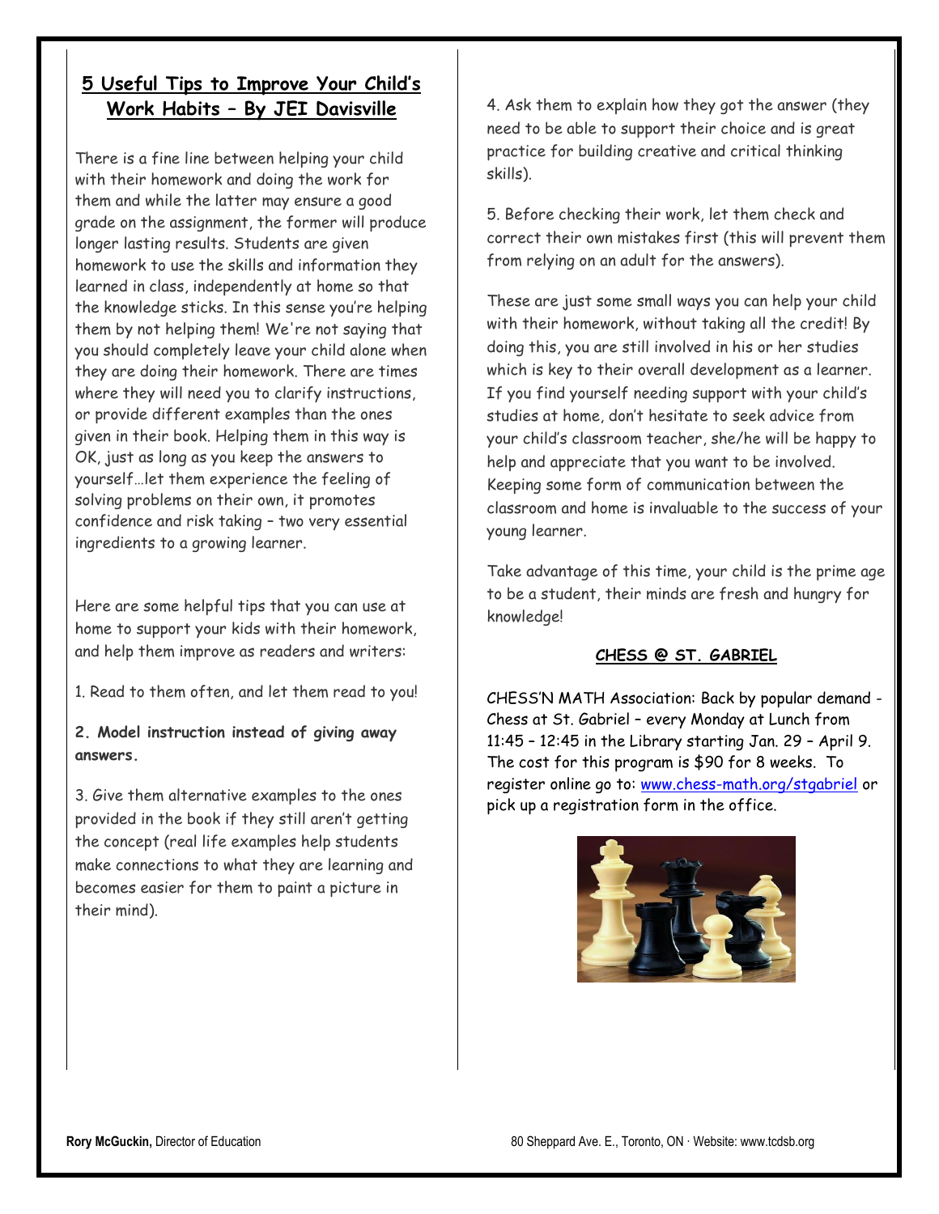## 5 Useful Tips to Improve Your Child's Work Habits – By JEI Davisville

There is a fine line between helping your child with their homework and doing the work for them and while the latter may ensure a good grade on the assignment, the former will produce longer lasting results. Students are given homework to use the skills and information they learned in class, independently at home so that the knowledge sticks. In this sense you're helping them by not helping them! We're not saying that you should completely leave your child alone when they are doing their homework. There are times where they will need you to clarify instructions, or provide different examples than the ones given in their book. Helping them in this way is OK, just as long as you keep the answers to yourself…let them experience the feeling of solving problems on their own, it promotes confidence and risk taking – two very essential ingredients to a growing learner.

Here are some helpful tips that you can use at home to support your kids with their homework, and help them improve as readers and writers:

1. Read to them often, and let them read to you!

**2. Model instruction instead of giving away answers.**

3. Give them alternative examples to the ones provided in the book if they still aren't getting the concept (real life examples help students make connections to what they are learning and becomes easier for them to paint a picture in their mind).

4. Ask them to explain how they got the answer (they need to be able to support their choice and is great practice for building creative and critical thinking skills).

5. Before checking their work, let them check and correct their own mistakes first (this will prevent them from relying on an adult for the answers).

These are just some small ways you can help your child with their homework, without taking all the credit! By doing this, you are still involved in his or her studies which is key to their overall development as a learner. If you find yourself needing support with your child's studies at home, don't hesitate to seek advice from your child's classroom teacher, she/he will be happy to help and appreciate that you want to be involved. Keeping some form of communication between the classroom and home is invaluable to the success of your young learner.

Take advantage of this time, your child is the prime age to be a student, their minds are fresh and hungry for knowledge!

## CHESS @ ST. GABRIEL

CHESS'N MATH Association: Back by popular demand - Chess at St. Gabriel – every Monday at Lunch from 11:45 – 12:45 in the Library starting Jan. 29 – April 9. The cost for this program is $90 for 8 weeks. To register online go to: www.chess-math.org/stgabriel or pick up a registration form in the office.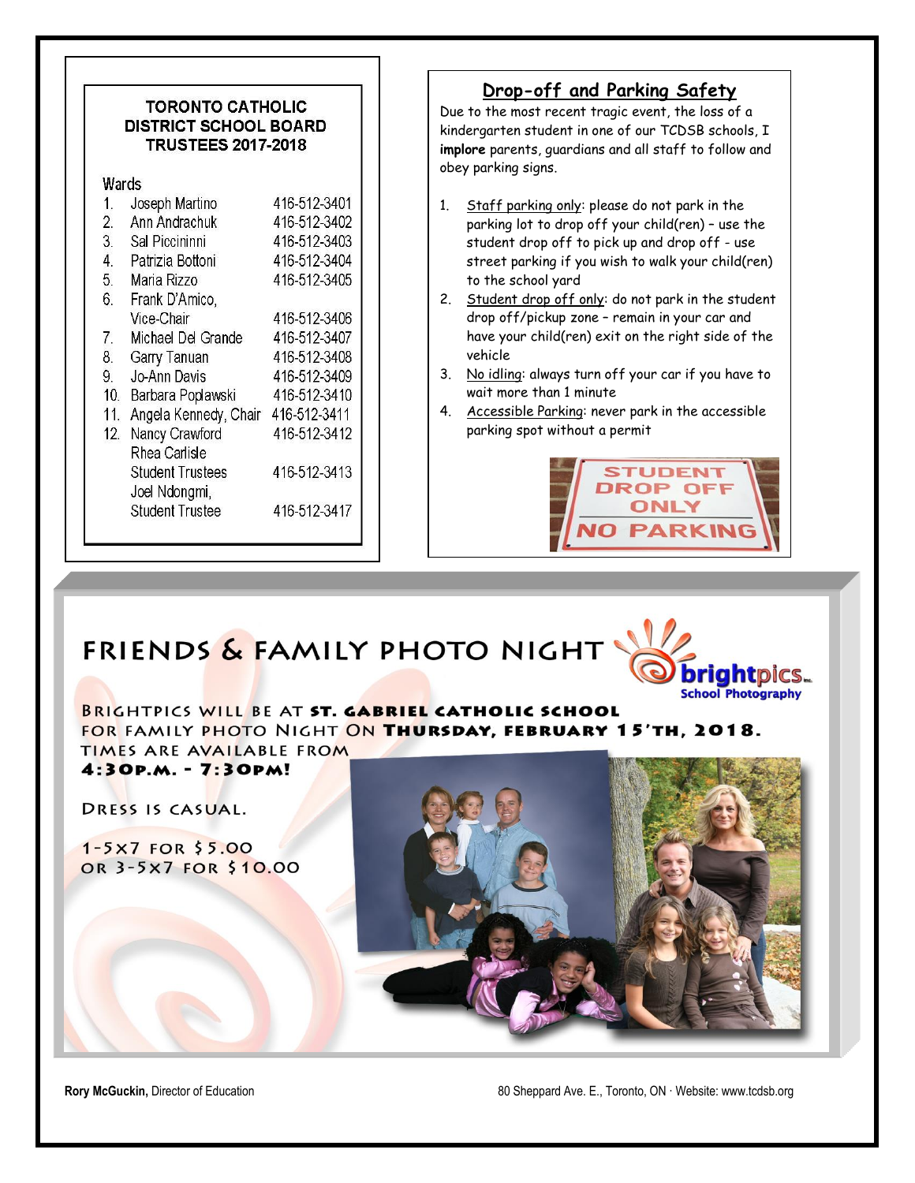## TORONTO CATHOLIC DISTRICT SCHOOL BOARD TRUSTEES 2017-2018

| Wards | | |
|---|---|---|
| 1. | Joseph Martino | 416-512-3401 |
| 2. | Ann Andrachuk | 416-512-3402 |
| 3. | Sal Piccininni | 416-512-3403 |
| 4. | Patrizia Bottoni | 416-512-3404 |
| 5. | Maria Rizzo | 416-512-3405 |
| 6. | Frank D'Amico, Vice-Chair | 416-512-3406 |
| 7. | Michael Del Grande | 416-512-3407 |
| 8. | Garry Tanuan | 416-512-3408 |
| 9. | Jo-Ann Davis | 416-512-3409 |
| 10. | Barbara Poplawski | 416-512-3410 |
| 11. | Angela Kennedy, Chair | 416-512-3411 |
| 12. | Nancy Crawford | 416-512-3412 |
| | Rhea Carlisle Student Trustees | 416-512-3413 |
| | Joel Ndongmi, Student Trustee | 416-512-3417 |

## Drop-off and Parking Safety

Due to the most recent tragic event, the loss of a kindergarten student in one of our TCDSB schools, I **implore** parents, guardians and all staff to follow and obey parking signs.

1. Staff parking only: please do not park in the parking lot to drop off your child(ren) – use the student drop off to pick up and drop off - use street parking if you wish to walk your child(ren) to the school yard
2. Student drop off only: do not park in the student drop off/pickup zone – remain in your car and have your child(ren) exit on the right side of the vehicle
3. No idling: always turn off your car if you have to wait more than 1 minute
4. Accessible Parking: never park in the accessible parking spot without a permit

STUDENT DROP OFF ONLY
NO PARKING

## FRIENDS & FAMILY PHOTO NIGHT

brightpics School Photography

BRIGHTPICS WILL BE AT **ST. GABRIEL CATHOLIC SCHOOL** FOR FAMILY PHOTO NIGHT ON **THURSDAY, FEBRUARY 15'TH, 2018.** TIMES ARE AVAILABLE FROM **4:30P.M. - 7:30PM!**

DRESS IS CASUAL.

1-5X7 FOR $5.00
OR 3-5X7 FOR $10.00

**Rory McGuckin,** Director of Education

80 Sheppard Ave. E., Toronto, ON · Website: www.tcdsb.org